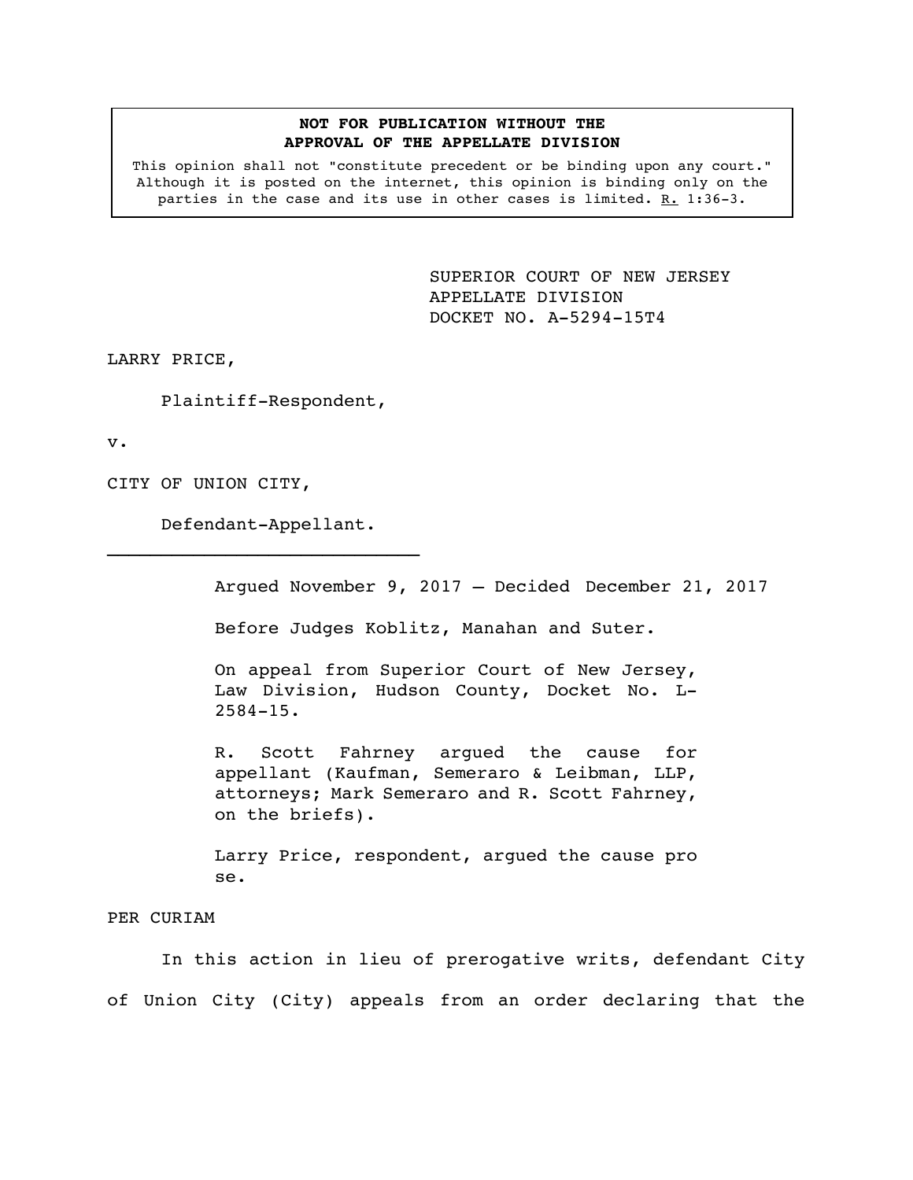**NOT FOR PUBLICATION WITHOUT THE APPROVAL OF THE APPELLATE DIVISION**

This opinion shall not "constitute precedent or be binding upon any court." Although it is posted on the internet, this opinion is binding only on the parties in the case and its use in other cases is limited. R. 1:36-3.

SUPERIOR COURT OF NEW JERSEY
APPELLATE DIVISION
DOCKET NO. A-5294-15T4

LARRY PRICE,

Plaintiff-Respondent,

v.

CITY OF UNION CITY,

Defendant-Appellant.

---

Argued November 9, 2017 – Decided December 21, 2017

Before Judges Koblitz, Manahan and Suter.

On appeal from Superior Court of New Jersey, Law Division, Hudson County, Docket No. L-2584-15.

R. Scott Fahrney argued the cause for appellant (Kaufman, Semeraro & Leibman, LLP, attorneys; Mark Semeraro and R. Scott Fahrney, on the briefs).

Larry Price, respondent, argued the cause pro se.

PER CURIAM

In this action in lieu of prerogative writs, defendant City of Union City (City) appeals from an order declaring that the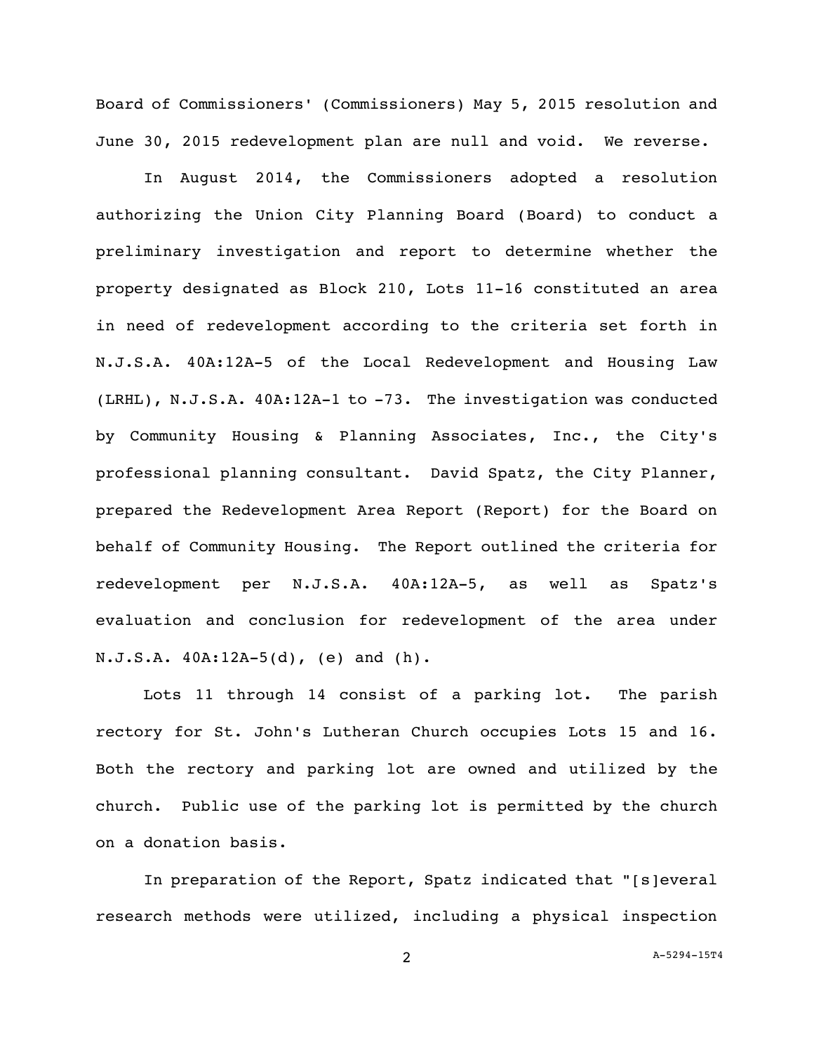Board of Commissioners' (Commissioners) May 5, 2015 resolution and June 30, 2015 redevelopment plan are null and void. We reverse.

In August 2014, the Commissioners adopted a resolution authorizing the Union City Planning Board (Board) to conduct a preliminary investigation and report to determine whether the property designated as Block 210, Lots 11-16 constituted an area in need of redevelopment according to the criteria set forth in N.J.S.A. 40A:12A-5 of the Local Redevelopment and Housing Law (LRHL), N.J.S.A. 40A:12A-1 to -73. The investigation was conducted by Community Housing & Planning Associates, Inc., the City's professional planning consultant. David Spatz, the City Planner, prepared the Redevelopment Area Report (Report) for the Board on behalf of Community Housing. The Report outlined the criteria for redevelopment per N.J.S.A. 40A:12A-5, as well as Spatz's evaluation and conclusion for redevelopment of the area under N.J.S.A. 40A:12A-5(d), (e) and (h).

Lots 11 through 14 consist of a parking lot. The parish rectory for St. John's Lutheran Church occupies Lots 15 and 16. Both the rectory and parking lot are owned and utilized by the church. Public use of the parking lot is permitted by the church on a donation basis.

In preparation of the Report, Spatz indicated that "[s]everal research methods were utilized, including a physical inspection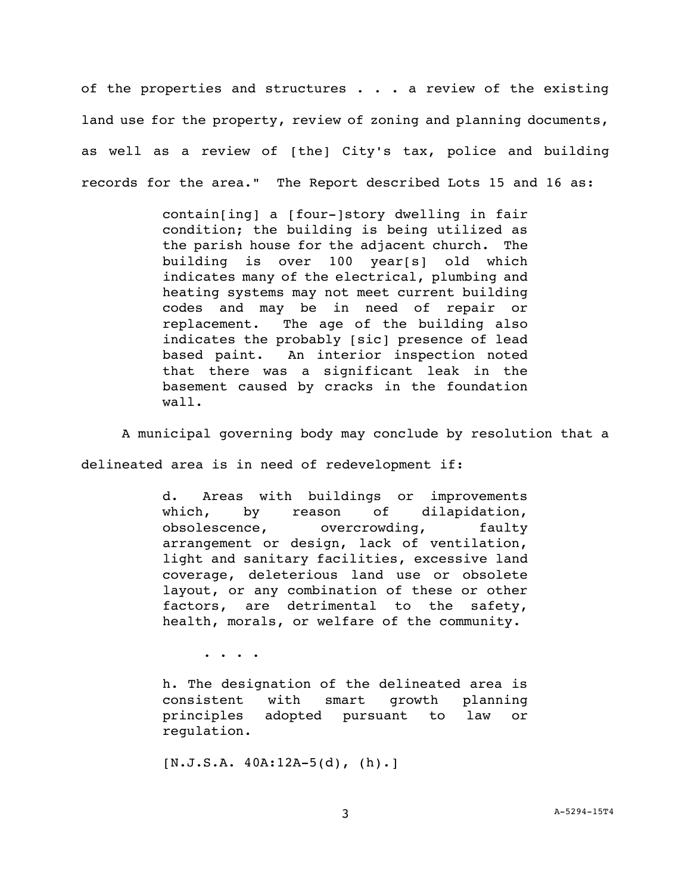of the properties and structures . . . a review of the existing land use for the property, review of zoning and planning documents, as well as a review of [the] City's tax, police and building records for the area." The Report described Lots 15 and 16 as:

> contain[ing] a [four-]story dwelling in fair condition; the building is being utilized as the parish house for the adjacent church. The building is over 100 year[s] old which indicates many of the electrical, plumbing and heating systems may not meet current building codes and may be in need of repair or replacement. The age of the building also indicates the probably [sic] presence of lead based paint. An interior inspection noted that there was a significant leak in the basement caused by cracks in the foundation wall.

A municipal governing body may conclude by resolution that a delineated area is in need of redevelopment if:

> d. Areas with buildings or improvements which, by reason of dilapidation, obsolescence, overcrowding, faulty arrangement or design, lack of ventilation, light and sanitary facilities, excessive land coverage, deleterious land use or obsolete layout, or any combination of these or other factors, are detrimental to the safety, health, morals, or welfare of the community.
>
> . . . .
>
> h. The designation of the delineated area is consistent with smart growth planning principles adopted pursuant to law or regulation.
>
> [N.J.S.A. 40A:12A-5(d), (h).]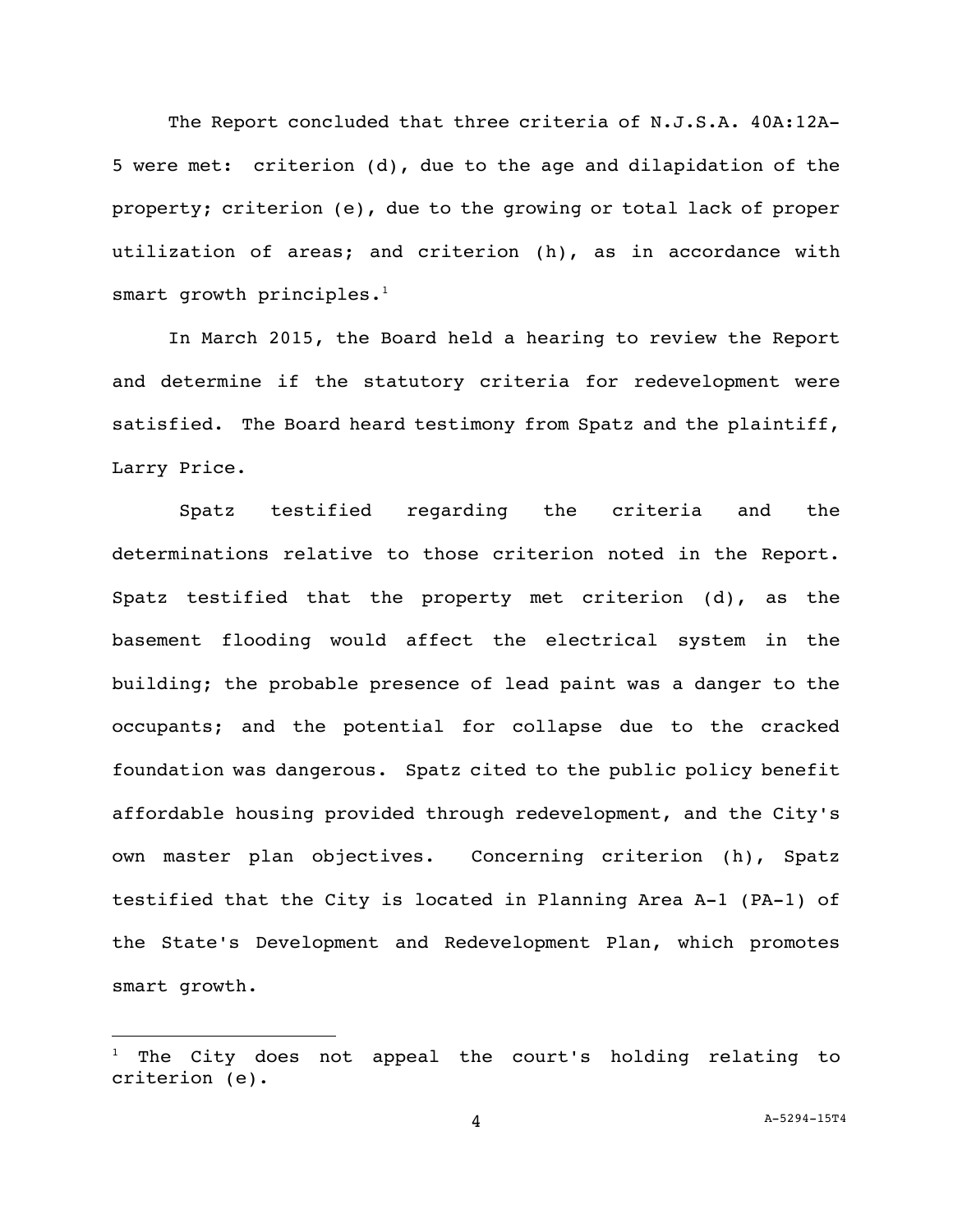The Report concluded that three criteria of N.J.S.A. 40A:12A-5 were met: criterion (d), due to the age and dilapidation of the property; criterion (e), due to the growing or total lack of proper utilization of areas; and criterion (h), as in accordance with smart growth principles.[1]

In March 2015, the Board held a hearing to review the Report and determine if the statutory criteria for redevelopment were satisfied. The Board heard testimony from Spatz and the plaintiff, Larry Price.

Spatz testified regarding the criteria and the determinations relative to those criterion noted in the Report. Spatz testified that the property met criterion (d), as the basement flooding would affect the electrical system in the building; the probable presence of lead paint was a danger to the occupants; and the potential for collapse due to the cracked foundation was dangerous. Spatz cited to the public policy benefit affordable housing provided through redevelopment, and the City's own master plan objectives. Concerning criterion (h), Spatz testified that the City is located in Planning Area A-1 (PA-1) of the State's Development and Redevelopment Plan, which promotes smart growth.

---

[1] The City does not appeal the court's holding relating to criterion (e).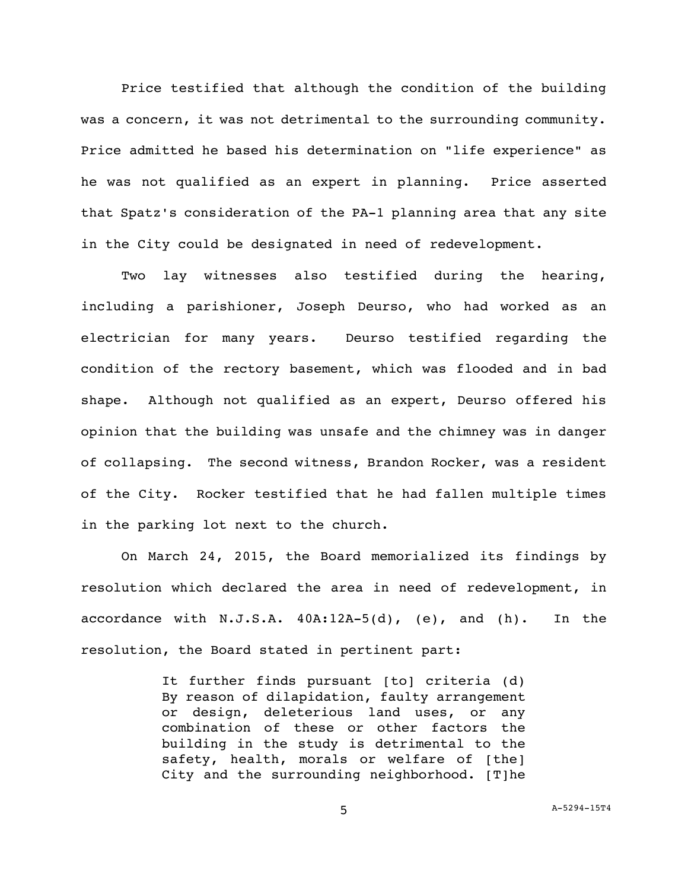Price testified that although the condition of the building was a concern, it was not detrimental to the surrounding community. Price admitted he based his determination on "life experience" as he was not qualified as an expert in planning. Price asserted that Spatz's consideration of the PA-1 planning area that any site in the City could be designated in need of redevelopment.

Two lay witnesses also testified during the hearing, including a parishioner, Joseph Deurso, who had worked as an electrician for many years. Deurso testified regarding the condition of the rectory basement, which was flooded and in bad shape. Although not qualified as an expert, Deurso offered his opinion that the building was unsafe and the chimney was in danger of collapsing. The second witness, Brandon Rocker, was a resident of the City. Rocker testified that he had fallen multiple times in the parking lot next to the church.

On March 24, 2015, the Board memorialized its findings by resolution which declared the area in need of redevelopment, in accordance with N.J.S.A. 40A:12A-5(d), (e), and (h). In the resolution, the Board stated in pertinent part:

> It further finds pursuant [to] criteria (d) By reason of dilapidation, faulty arrangement or design, deleterious land uses, or any combination of these or other factors the building in the study is detrimental to the safety, health, morals or welfare of [the] City and the surrounding neighborhood. [T]he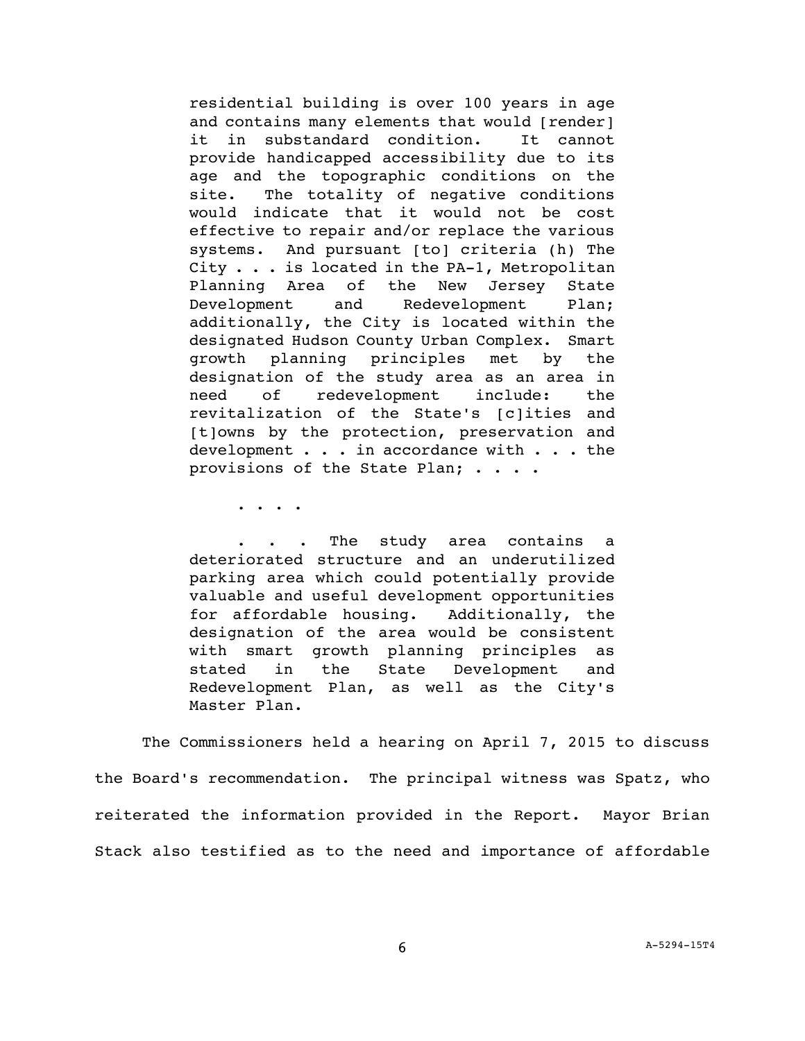> residential building is over 100 years in age and contains many elements that would [render] it in substandard condition. It cannot provide handicapped accessibility due to its age and the topographic conditions on the site. The totality of negative conditions would indicate that it would not be cost effective to repair and/or replace the various systems. And pursuant [to] criteria (h) The City . . . is located in the PA-1, Metropolitan Planning Area of the New Jersey State Development and Redevelopment Plan; additionally, the City is located within the designated Hudson County Urban Complex. Smart growth planning principles met by the designation of the study area as an area in need of redevelopment include: the revitalization of the State's [c]ities and [t]owns by the protection, preservation and development . . . in accordance with . . . the provisions of the State Plan; . . . .
>
> . . . .
>
> . . . The study area contains a deteriorated structure and an underutilized parking area which could potentially provide valuable and useful development opportunities for affordable housing. Additionally, the designation of the area would be consistent with smart growth planning principles as stated in the State Development and Redevelopment Plan, as well as the City's Master Plan.

The Commissioners held a hearing on April 7, 2015 to discuss the Board's recommendation. The principal witness was Spatz, who reiterated the information provided in the Report. Mayor Brian Stack also testified as to the need and importance of affordable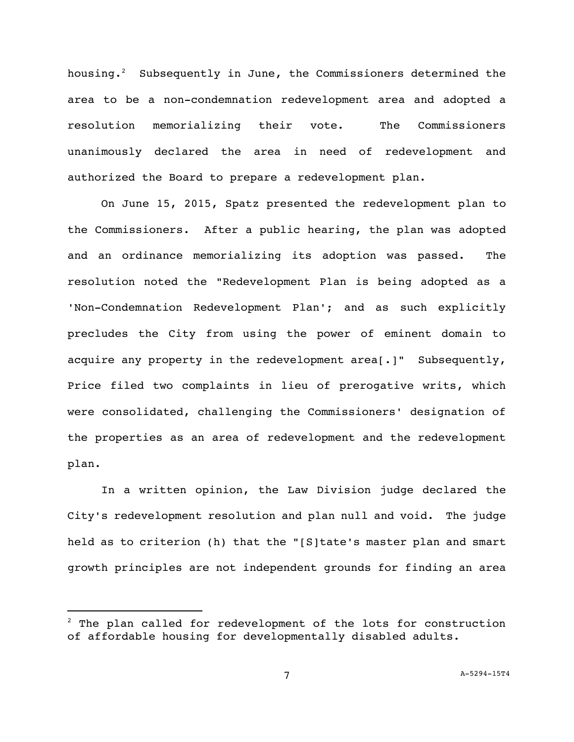housing.[2] Subsequently in June, the Commissioners determined the area to be a non-condemnation redevelopment area and adopted a resolution memorializing their vote. The Commissioners unanimously declared the area in need of redevelopment and authorized the Board to prepare a redevelopment plan.

On June 15, 2015, Spatz presented the redevelopment plan to the Commissioners. After a public hearing, the plan was adopted and an ordinance memorializing its adoption was passed. The resolution noted the "Redevelopment Plan is being adopted as a 'Non-Condemnation Redevelopment Plan'; and as such explicitly precludes the City from using the power of eminent domain to acquire any property in the redevelopment area[.]" Subsequently, Price filed two complaints in lieu of prerogative writs, which were consolidated, challenging the Commissioners' designation of the properties as an area of redevelopment and the redevelopment plan.

In a written opinion, the Law Division judge declared the City's redevelopment resolution and plan null and void. The judge held as to criterion (h) that the "[S]tate's master plan and smart growth principles are not independent grounds for finding an area

---

[2] The plan called for redevelopment of the lots for construction of affordable housing for developmentally disabled adults.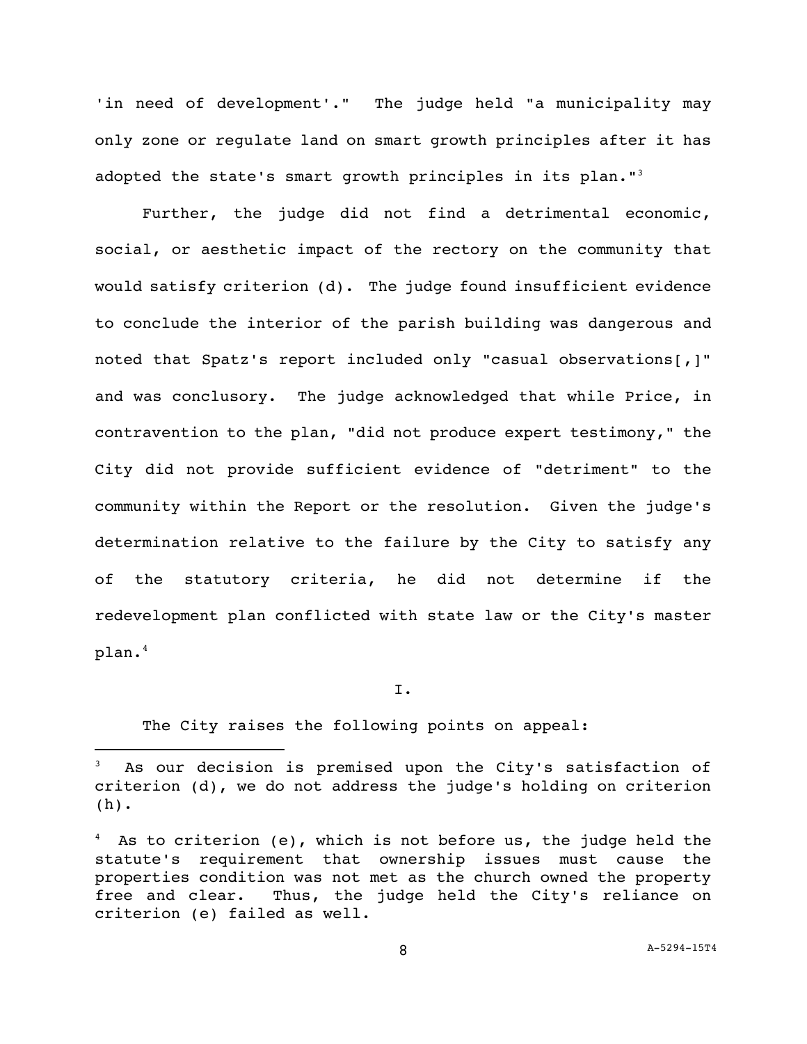'in need of development'." The judge held "a municipality may only zone or regulate land on smart growth principles after it has adopted the state's smart growth principles in its plan."[3]

Further, the judge did not find a detrimental economic, social, or aesthetic impact of the rectory on the community that would satisfy criterion (d). The judge found insufficient evidence to conclude the interior of the parish building was dangerous and noted that Spatz's report included only "casual observations[,]" and was conclusory. The judge acknowledged that while Price, in contravention to the plan, "did not produce expert testimony," the City did not provide sufficient evidence of "detriment" to the community within the Report or the resolution. Given the judge's determination relative to the failure by the City to satisfy any of the statutory criteria, he did not determine if the redevelopment plan conflicted with state law or the City's master plan.[4]

I.

The City raises the following points on appeal:

---

[3] As our decision is premised upon the City's satisfaction of criterion (d), we do not address the judge's holding on criterion (h).

[4] As to criterion (e), which is not before us, the judge held the statute's requirement that ownership issues must cause the properties condition was not met as the church owned the property free and clear. Thus, the judge held the City's reliance on criterion (e) failed as well.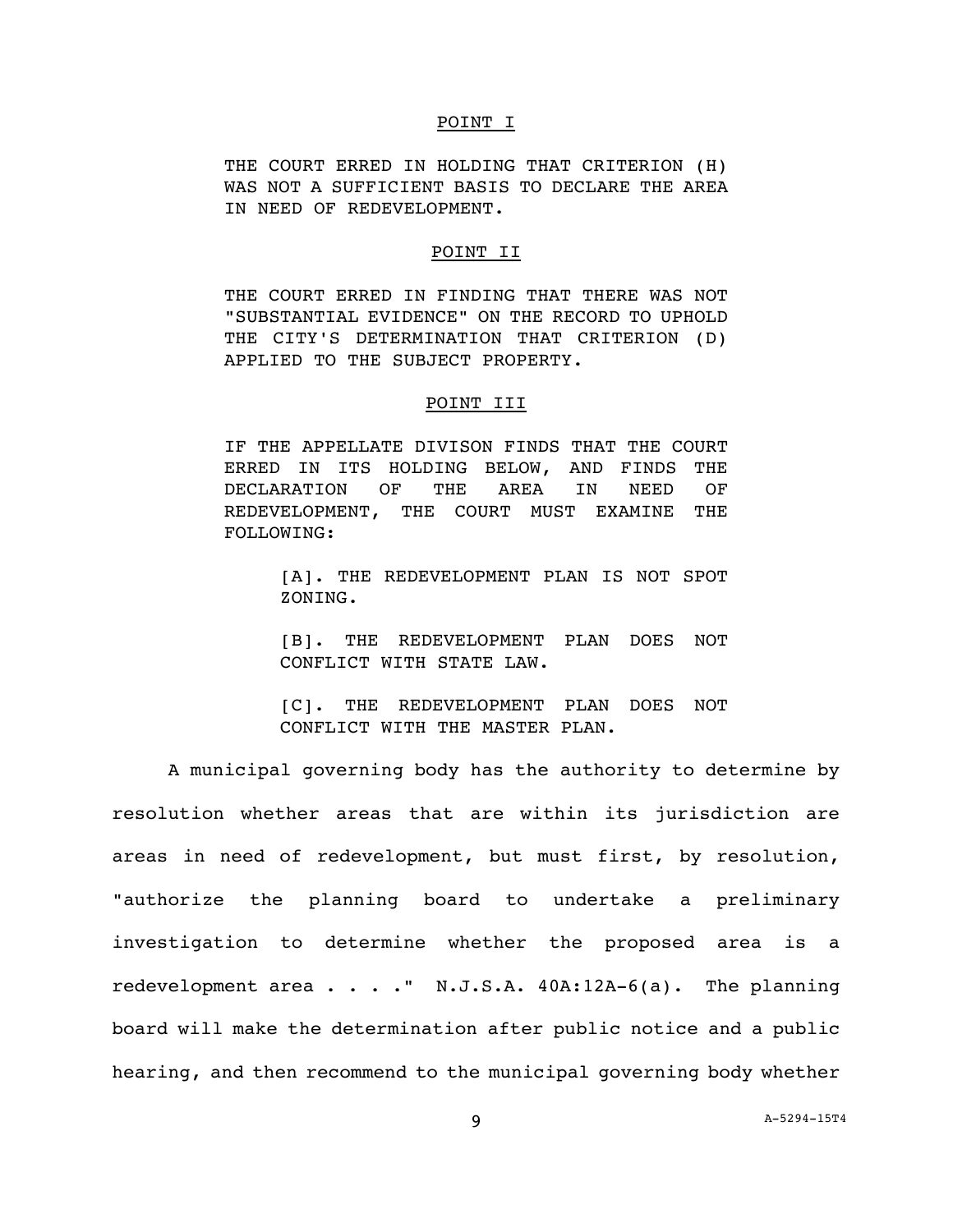POINT I

THE COURT ERRED IN HOLDING THAT CRITERION (H) WAS NOT A SUFFICIENT BASIS TO DECLARE THE AREA IN NEED OF REDEVELOPMENT.

POINT II

THE COURT ERRED IN FINDING THAT THERE WAS NOT "SUBSTANTIAL EVIDENCE" ON THE RECORD TO UPHOLD THE CITY'S DETERMINATION THAT CRITERION (D) APPLIED TO THE SUBJECT PROPERTY.

POINT III

IF THE APPELLATE DIVISON FINDS THAT THE COURT ERRED IN ITS HOLDING BELOW, AND FINDS THE DECLARATION OF THE AREA IN NEED OF REDEVELOPMENT, THE COURT MUST EXAMINE THE FOLLOWING:

> [A]. THE REDEVELOPMENT PLAN IS NOT SPOT ZONING.
>
> [B]. THE REDEVELOPMENT PLAN DOES NOT CONFLICT WITH STATE LAW.
>
> [C]. THE REDEVELOPMENT PLAN DOES NOT CONFLICT WITH THE MASTER PLAN.

A municipal governing body has the authority to determine by resolution whether areas that are within its jurisdiction are areas in need of redevelopment, but must first, by resolution, "authorize the planning board to undertake a preliminary investigation to determine whether the proposed area is a redevelopment area . . . ." N.J.S.A. 40A:12A-6(a). The planning board will make the determination after public notice and a public hearing, and then recommend to the municipal governing body whether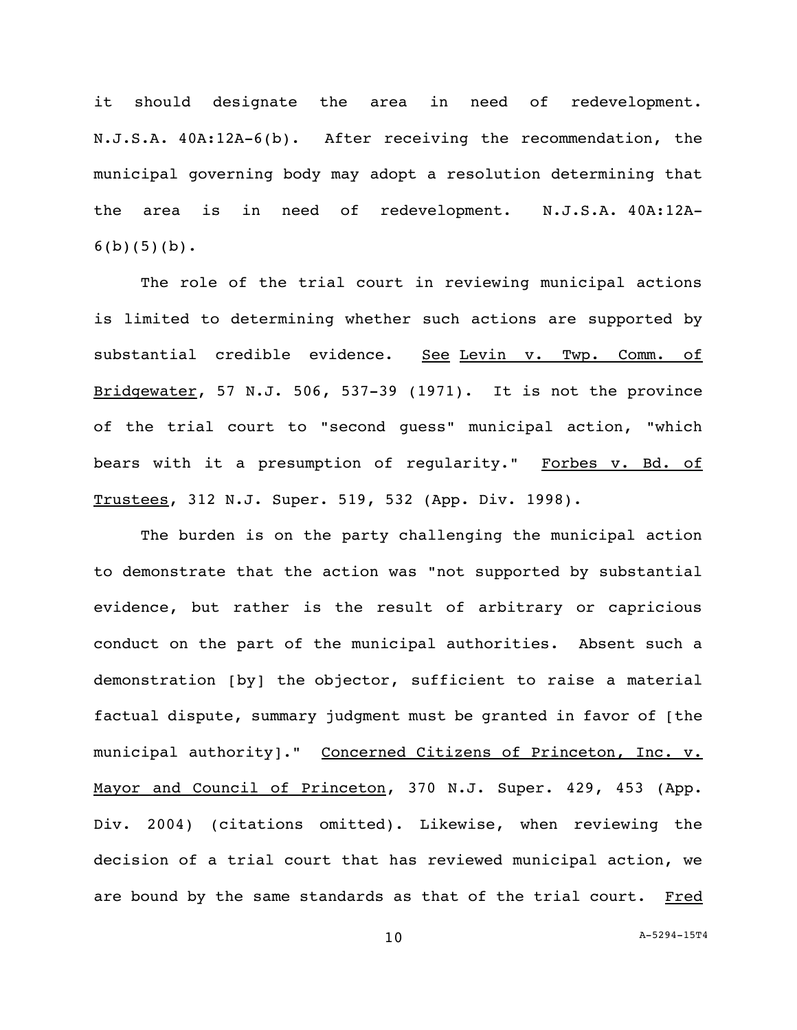it should designate the area in need of redevelopment. N.J.S.A. 40A:12A-6(b). After receiving the recommendation, the municipal governing body may adopt a resolution determining that the area is in need of redevelopment. N.J.S.A. 40A:12A-6(b)(5)(b).

The role of the trial court in reviewing municipal actions is limited to determining whether such actions are supported by substantial credible evidence. See Levin v. Twp. Comm. of Bridgewater, 57 N.J. 506, 537-39 (1971). It is not the province of the trial court to "second guess" municipal action, "which bears with it a presumption of regularity." Forbes v. Bd. of Trustees, 312 N.J. Super. 519, 532 (App. Div. 1998).

The burden is on the party challenging the municipal action to demonstrate that the action was "not supported by substantial evidence, but rather is the result of arbitrary or capricious conduct on the part of the municipal authorities. Absent such a demonstration [by] the objector, sufficient to raise a material factual dispute, summary judgment must be granted in favor of [the municipal authority]." Concerned Citizens of Princeton, Inc. v. Mayor and Council of Princeton, 370 N.J. Super. 429, 453 (App. Div. 2004) (citations omitted). Likewise, when reviewing the decision of a trial court that has reviewed municipal action, we are bound by the same standards as that of the trial court. Fred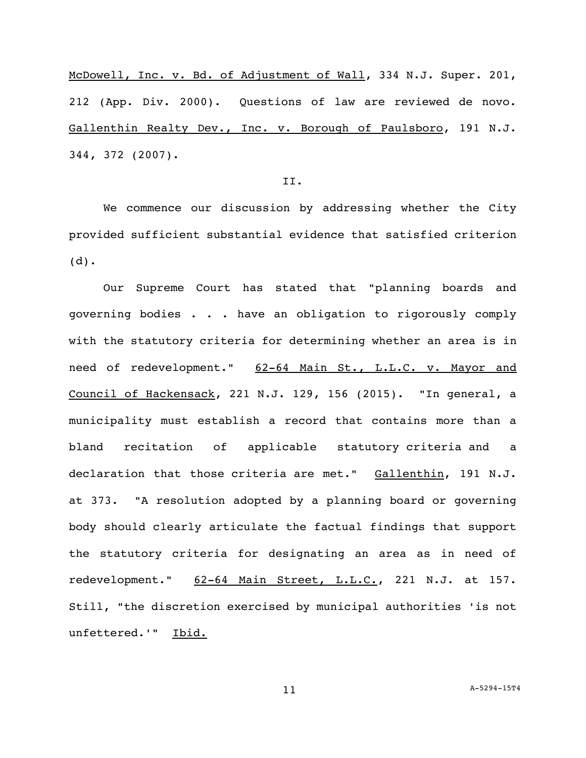McDowell, Inc. v. Bd. of Adjustment of Wall, 334 N.J. Super. 201, 212 (App. Div. 2000). Questions of law are reviewed de novo. Gallenthin Realty Dev., Inc. v. Borough of Paulsboro, 191 N.J. 344, 372 (2007).

II.

We commence our discussion by addressing whether the City provided sufficient substantial evidence that satisfied criterion (d).

Our Supreme Court has stated that "planning boards and governing bodies . . . have an obligation to rigorously comply with the statutory criteria for determining whether an area is in need of redevelopment." 62-64 Main St., L.L.C. v. Mayor and Council of Hackensack, 221 N.J. 129, 156 (2015). "In general, a municipality must establish a record that contains more than a bland recitation of applicable statutory criteria and a declaration that those criteria are met." Gallenthin, 191 N.J. at 373. "A resolution adopted by a planning board or governing body should clearly articulate the factual findings that support the statutory criteria for designating an area as in need of redevelopment." 62-64 Main Street, L.L.C., 221 N.J. at 157. Still, "the discretion exercised by municipal authorities 'is not unfettered.'" Ibid.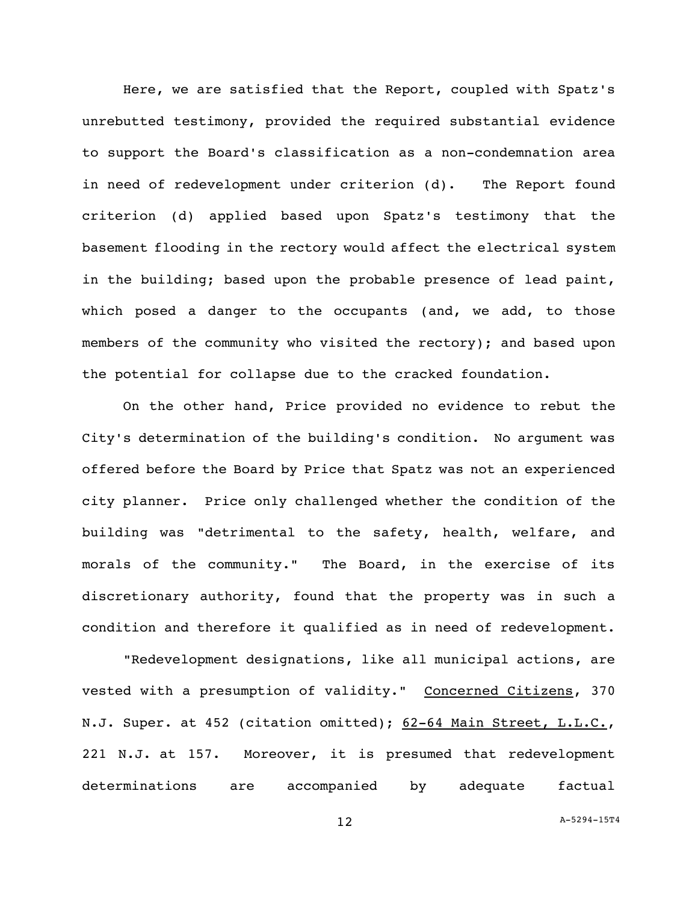Here, we are satisfied that the Report, coupled with Spatz's unrebutted testimony, provided the required substantial evidence to support the Board's classification as a non-condemnation area in need of redevelopment under criterion (d). The Report found criterion (d) applied based upon Spatz's testimony that the basement flooding in the rectory would affect the electrical system in the building; based upon the probable presence of lead paint, which posed a danger to the occupants (and, we add, to those members of the community who visited the rectory); and based upon the potential for collapse due to the cracked foundation.

On the other hand, Price provided no evidence to rebut the City's determination of the building's condition. No argument was offered before the Board by Price that Spatz was not an experienced city planner. Price only challenged whether the condition of the building was "detrimental to the safety, health, welfare, and morals of the community." The Board, in the exercise of its discretionary authority, found that the property was in such a condition and therefore it qualified as in need of redevelopment.

"Redevelopment designations, like all municipal actions, are vested with a presumption of validity." Concerned Citizens, 370 N.J. Super. at 452 (citation omitted); 62-64 Main Street, L.L.C., 221 N.J. at 157. Moreover, it is presumed that redevelopment determinations are accompanied by adequate factual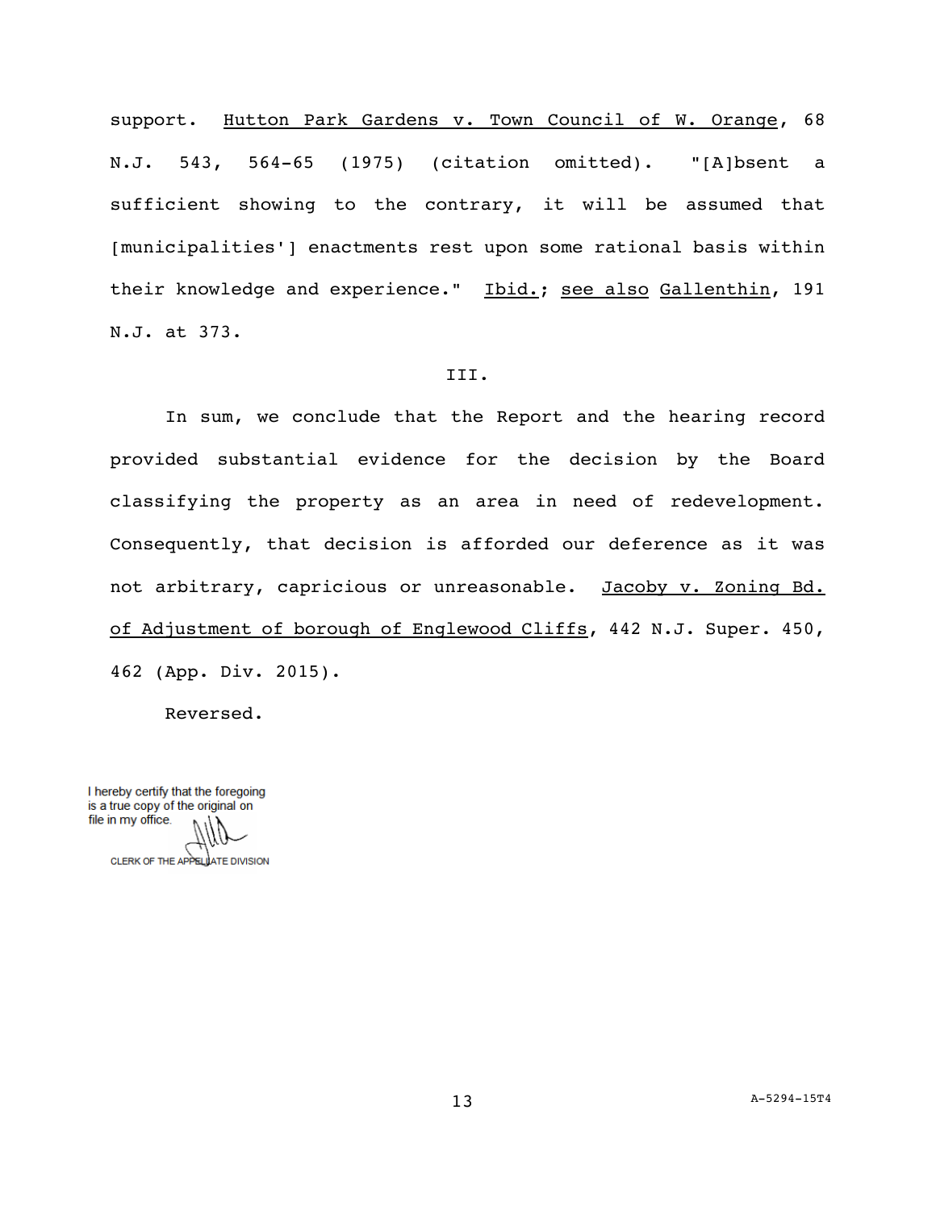support. Hutton Park Gardens v. Town Council of W. Orange, 68 N.J. 543, 564-65 (1975) (citation omitted). "[A]bsent a sufficient showing to the contrary, it will be assumed that [municipalities'] enactments rest upon some rational basis within their knowledge and experience." Ibid.; see also Gallenthin, 191 N.J. at 373.

III.

In sum, we conclude that the Report and the hearing record provided substantial evidence for the decision by the Board classifying the property as an area in need of redevelopment. Consequently, that decision is afforded our deference as it was not arbitrary, capricious or unreasonable. Jacoby v. Zoning Bd. of Adjustment of borough of Englewood Cliffs, 442 N.J. Super. 450, 462 (App. Div. 2015).

Reversed.

I hereby certify that the foregoing is a true copy of the original on file in my office.

CLERK OF THE APPELLATE DIVISION

A-5294-15T4